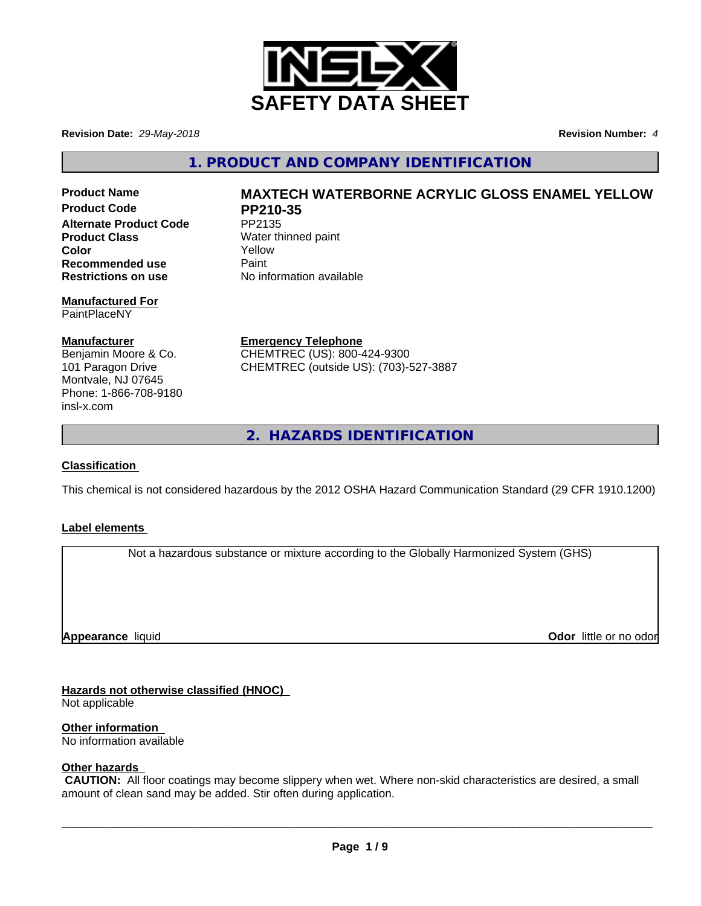# SAFETY DATA SHEET

**Revision Date:** *29-May-2018* **Revision Number:** *4*

## 1. PRODUCT AND COMPANY IDENTIFICATION

| | |
|---|---|
| **Product Name** | **MAXTECH WATERBORNE ACRYLIC GLOSS ENAMEL YELLOW** |
| **Product Code** | **PP210-35** |
| **Alternate Product Code** | PP2135 |
| **Product Class** | Water thinned paint |
| **Color** | Yellow |
| **Recommended use** | Paint |
| **Restrictions on use** | No information available |

**Manufactured For**
PaintPlaceNY

**Manufacturer**
Benjamin Moore & Co.
101 Paragon Drive
Montvale, NJ 07645
Phone: 1-866-708-9180
insl-x.com

**Emergency Telephone**
CHEMTREC (US): 800-424-9300
CHEMTREC (outside US): (703)-527-3887

## 2. HAZARDS IDENTIFICATION

**Classification**

This chemical is not considered hazardous by the 2012 OSHA Hazard Communication Standard (29 CFR 1910.1200)

**Label elements**

Not a hazardous substance or mixture according to the Globally Harmonized System (GHS)

**Appearance** liquid **Odor** little or no odor

**Hazards not otherwise classified (HNOC)**
Not applicable

**Other information**
No information available

**Other hazards**
**CAUTION:** All floor coatings may become slippery when wet. Where non-skid characteristics are desired, a small amount of clean sand may be added. Stir often during application.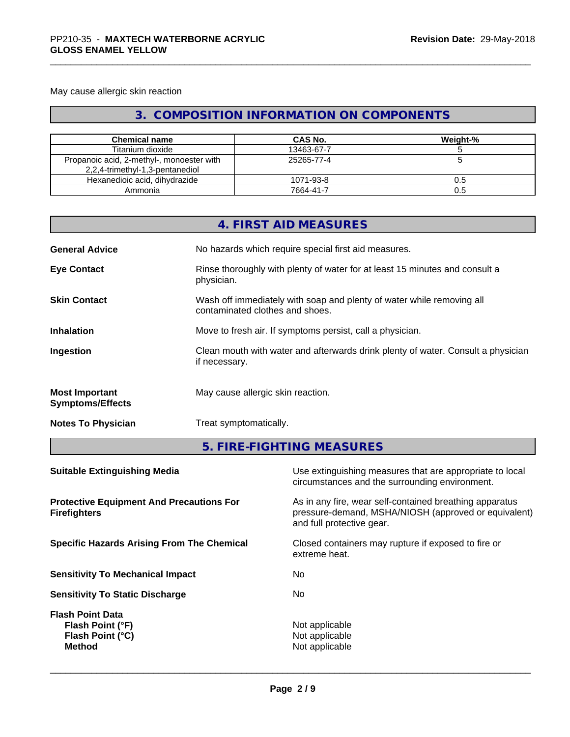May cause allergic skin reaction

## 3. COMPOSITION INFORMATION ON COMPONENTS

| Chemical name | CAS No. | Weight-% |
| --- | --- | --- |
| Titanium dioxide | 13463-67-7 | 5 |
| Propanoic acid, 2-methyl-, monoester with 2,2,4-trimethyl-1,3-pentanediol | 25265-77-4 | 5 |
| Hexanedioic acid, dihydrazide | 1071-93-8 | 0.5 |
| Ammonia | 7664-41-7 | 0.5 |

## 4. FIRST AID MEASURES

**General Advice** No hazards which require special first aid measures.

**Eye Contact** Rinse thoroughly with plenty of water for at least 15 minutes and consult a physician.

**Skin Contact** Wash off immediately with soap and plenty of water while removing all contaminated clothes and shoes.

**Inhalation** Move to fresh air. If symptoms persist, call a physician.

**Ingestion** Clean mouth with water and afterwards drink plenty of water. Consult a physician if necessary.

**Most Important Symptoms/Effects** May cause allergic skin reaction.

**Notes To Physician** Treat symptomatically.

## 5. FIRE-FIGHTING MEASURES

**Suitable Extinguishing Media** Use extinguishing measures that are appropriate to local circumstances and the surrounding environment.

**Protective Equipment And Precautions For Firefighters** As in any fire, wear self-contained breathing apparatus pressure-demand, MSHA/NIOSH (approved or equivalent) and full protective gear.

**Specific Hazards Arising From The Chemical** Closed containers may rupture if exposed to fire or extreme heat.

**Sensitivity To Mechanical Impact** No

**Sensitivity To Static Discharge** No

**Flash Point Data**
**Flash Point (°F)** Not applicable
**Flash Point (°C)** Not applicable
**Method** Not applicable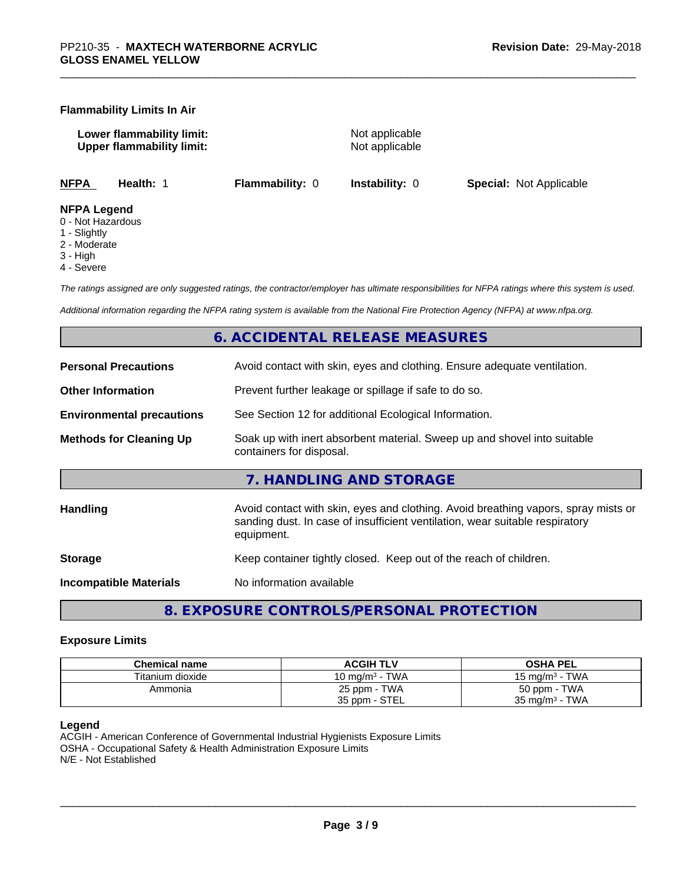**Flammability Limits In Air**

**Lower flammability limit:** Not applicable
**Upper flammability limit:** Not applicable

| NFPA | Health: 1 | Flammability: 0 | Instability: 0 | Special: Not Applicable |
|---|---|---|---|---|

**NFPA Legend**
0 - Not Hazardous
1 - Slightly
2 - Moderate
3 - High
4 - Severe

*The ratings assigned are only suggested ratings, the contractor/employer has ultimate responsibilities for NFPA ratings where this system is used.*

*Additional information regarding the NFPA rating system is available from the National Fire Protection Agency (NFPA) at www.nfpa.org.*

## 6. ACCIDENTAL RELEASE MEASURES

**Personal Precautions** — Avoid contact with skin, eyes and clothing. Ensure adequate ventilation.

**Other Information** — Prevent further leakage or spillage if safe to do so.

**Environmental precautions** — See Section 12 for additional Ecological Information.

**Methods for Cleaning Up** — Soak up with inert absorbent material. Sweep up and shovel into suitable containers for disposal.

## 7. HANDLING AND STORAGE

**Handling** — Avoid contact with skin, eyes and clothing. Avoid breathing vapors, spray mists or sanding dust. In case of insufficient ventilation, wear suitable respiratory equipment.

**Storage** — Keep container tightly closed. Keep out of the reach of children.

**Incompatible Materials** — No information available

## 8. EXPOSURE CONTROLS/PERSONAL PROTECTION

### Exposure Limits

| Chemical name | ACGIH TLV | OSHA PEL |
|---|---|---|
| Titanium dioxide | 10 mg/m³ - TWA | 15 mg/m³ - TWA |
| Ammonia | 25 ppm - TWA<br>35 ppm - STEL | 50 ppm - TWA<br>35 mg/m³ - TWA |

**Legend**
ACGIH - American Conference of Governmental Industrial Hygienists Exposure Limits
OSHA - Occupational Safety & Health Administration Exposure Limits
N/E - Not Established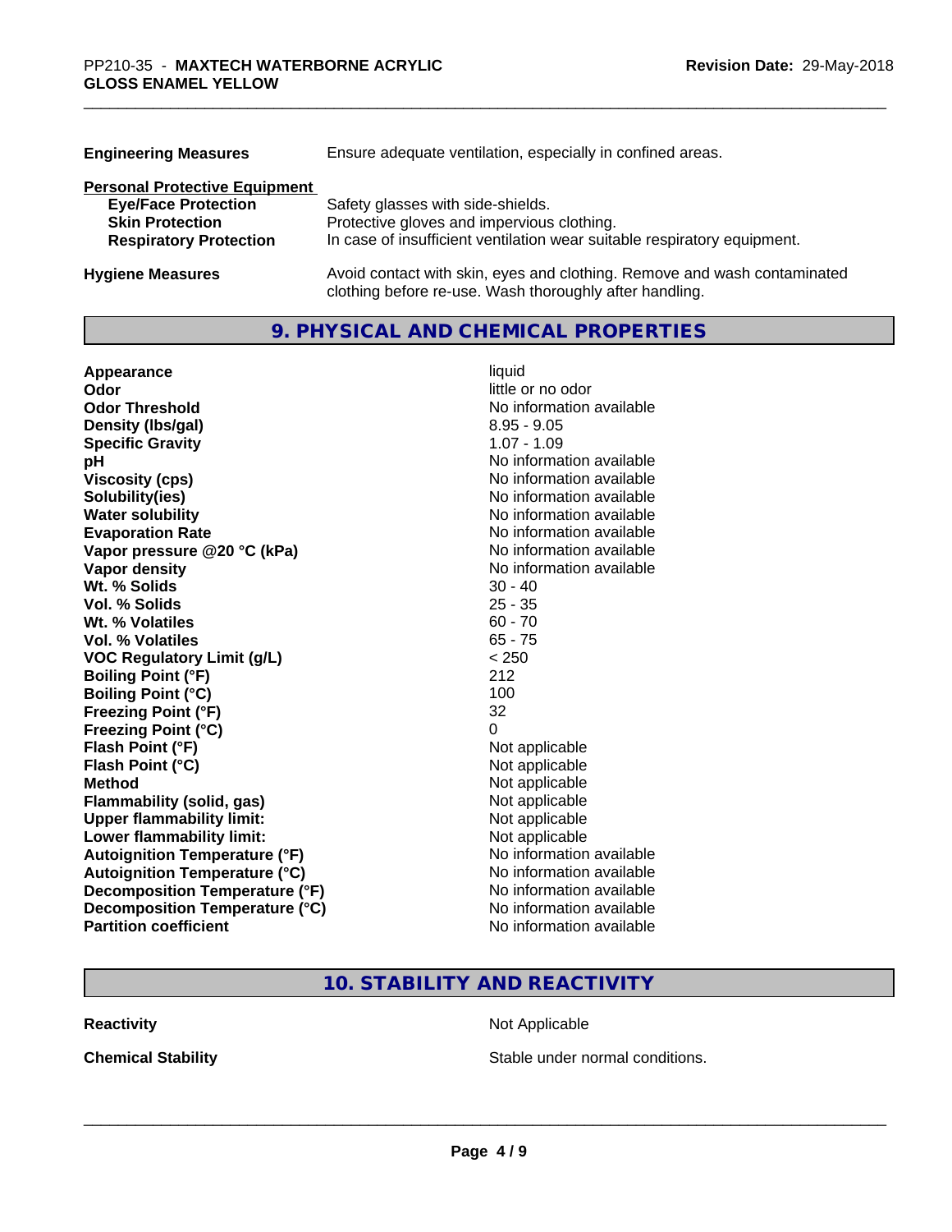| | |
|---|---|
| **Engineering Measures** | Ensure adequate ventilation, especially in confined areas. |

**Personal Protective Equipment**

| | |
|---|---|
| **Eye/Face Protection** | Safety glasses with side-shields. |
| **Skin Protection** | Protective gloves and impervious clothing. |
| **Respiratory Protection** | In case of insufficient ventilation wear suitable respiratory equipment. |
| **Hygiene Measures** | Avoid contact with skin, eyes and clothing. Remove and wash contaminated clothing before re-use. Wash thoroughly after handling. |

## 9. PHYSICAL AND CHEMICAL PROPERTIES

| | |
|---|---|
| **Appearance** | liquid |
| **Odor** | little or no odor |
| **Odor Threshold** | No information available |
| **Density (lbs/gal)** | 8.95 - 9.05 |
| **Specific Gravity** | 1.07 - 1.09 |
| **pH** | No information available |
| **Viscosity (cps)** | No information available |
| **Solubility(ies)** | No information available |
| **Water solubility** | No information available |
| **Evaporation Rate** | No information available |
| **Vapor pressure @20 °C (kPa)** | No information available |
| **Vapor density** | No information available |
| **Wt. % Solids** | 30 - 40 |
| **Vol. % Solids** | 25 - 35 |
| **Wt. % Volatiles** | 60 - 70 |
| **Vol. % Volatiles** | 65 - 75 |
| **VOC Regulatory Limit (g/L)** | < 250 |
| **Boiling Point (°F)** | 212 |
| **Boiling Point (°C)** | 100 |
| **Freezing Point (°F)** | 32 |
| **Freezing Point (°C)** | 0 |
| **Flash Point (°F)** | Not applicable |
| **Flash Point (°C)** | Not applicable |
| **Method** | Not applicable |
| **Flammability (solid, gas)** | Not applicable |
| **Upper flammability limit:** | Not applicable |
| **Lower flammability limit:** | Not applicable |
| **Autoignition Temperature (°F)** | No information available |
| **Autoignition Temperature (°C)** | No information available |
| **Decomposition Temperature (°F)** | No information available |
| **Decomposition Temperature (°C)** | No information available |
| **Partition coefficient** | No information available |

## 10. STABILITY AND REACTIVITY

| | |
|---|---|
| **Reactivity** | Not Applicable |
| **Chemical Stability** | Stable under normal conditions. |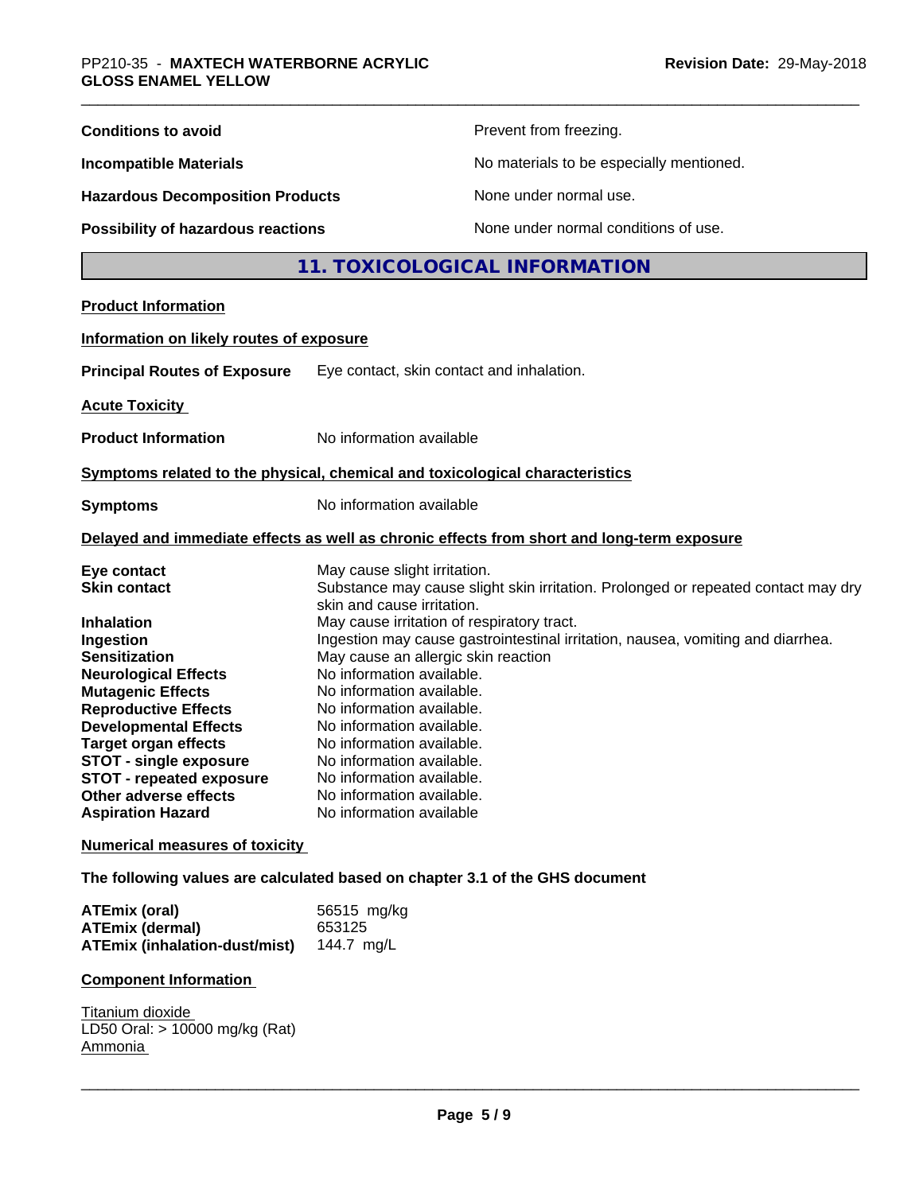| | |
|---|---|
| **Conditions to avoid** | Prevent from freezing. |
| **Incompatible Materials** | No materials to be especially mentioned. |
| **Hazardous Decomposition Products** | None under normal use. |
| **Possibility of hazardous reactions** | None under normal conditions of use. |

## 11. TOXICOLOGICAL INFORMATION

**Product Information**

**Information on likely routes of exposure**

**Principal Routes of Exposure** Eye contact, skin contact and inhalation.

**Acute Toxicity**

**Product Information** No information available

**Symptoms related to the physical, chemical and toxicological characteristics**

**Symptoms** No information available

**Delayed and immediate effects as well as chronic effects from short and long-term exposure**

| | |
|---|---|
| **Eye contact** | May cause slight irritation. |
| **Skin contact** | Substance may cause slight skin irritation. Prolonged or repeated contact may dry skin and cause irritation. |
| **Inhalation** | May cause irritation of respiratory tract. |
| **Ingestion** | Ingestion may cause gastrointestinal irritation, nausea, vomiting and diarrhea. |
| **Sensitization** | May cause an allergic skin reaction |
| **Neurological Effects** | No information available. |
| **Mutagenic Effects** | No information available. |
| **Reproductive Effects** | No information available. |
| **Developmental Effects** | No information available. |
| **Target organ effects** | No information available. |
| **STOT - single exposure** | No information available. |
| **STOT - repeated exposure** | No information available. |
| **Other adverse effects** | No information available. |
| **Aspiration Hazard** | No information available |

**Numerical measures of toxicity**

**The following values are calculated based on chapter 3.1 of the GHS document**

| | |
|---|---|
| **ATEmix (oral)** | 56515 mg/kg |
| **ATEmix (dermal)** | 653125 |
| **ATEmix (inhalation-dust/mist)** | 144.7 mg/L |

**Component Information**

Titanium dioxide
LD50 Oral: > 10000 mg/kg (Rat)
Ammonia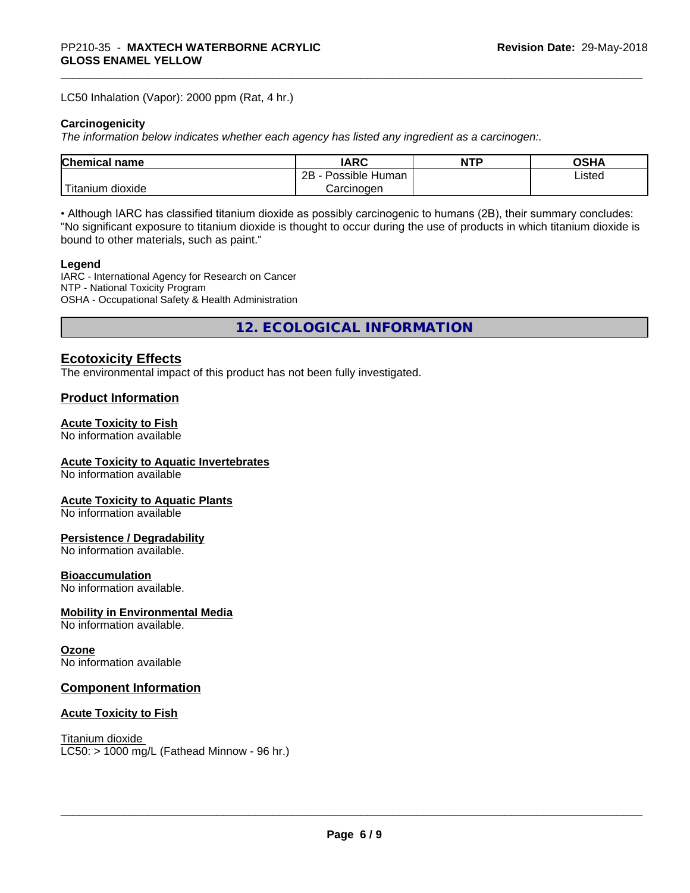LC50 Inhalation (Vapor): 2000 ppm (Rat, 4 hr.)

**Carcinogenicity**

*The information below indicates whether each agency has listed any ingredient as a carcinogen:.*

| Chemical name | IARC | NTP | OSHA |
| --- | --- | --- | --- |
| Titanium dioxide | 2B - Possible Human Carcinogen | | Listed |

• Although IARC has classified titanium dioxide as possibly carcinogenic to humans (2B), their summary concludes: "No significant exposure to titanium dioxide is thought to occur during the use of products in which titanium dioxide is bound to other materials, such as paint."

**Legend**

IARC - International Agency for Research on Cancer
NTP - National Toxicity Program
OSHA - Occupational Safety & Health Administration

## 12. ECOLOGICAL INFORMATION

### Ecotoxicity Effects

The environmental impact of this product has not been fully investigated.

### Product Information

**Acute Toxicity to Fish**
No information available

**Acute Toxicity to Aquatic Invertebrates**
No information available

**Acute Toxicity to Aquatic Plants**
No information available

**Persistence / Degradability**
No information available.

**Bioaccumulation**
No information available.

**Mobility in Environmental Media**
No information available.

**Ozone**
No information available

### Component Information

**Acute Toxicity to Fish**

Titanium dioxide
LC50: > 1000 mg/L (Fathead Minnow - 96 hr.)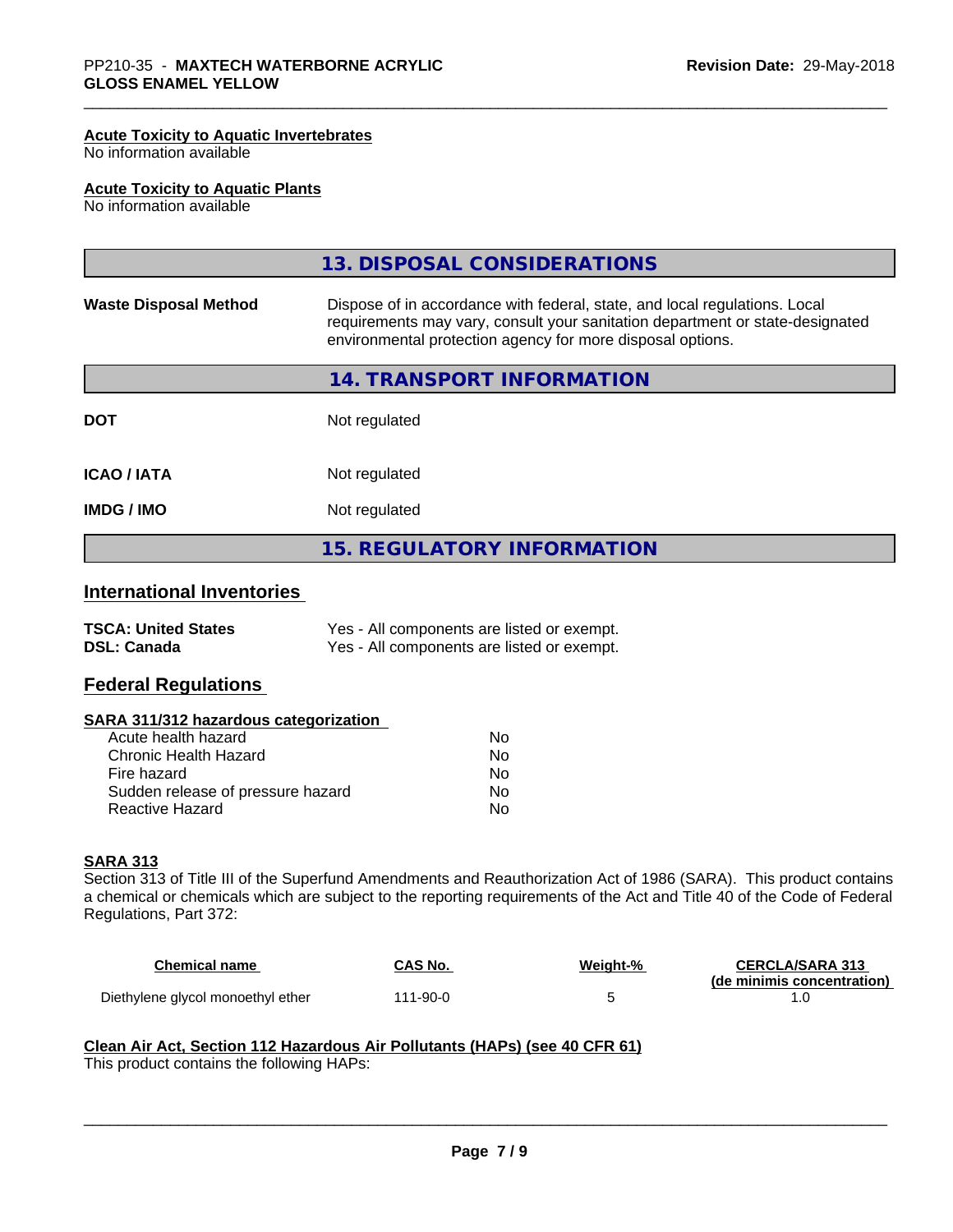**Acute Toxicity to Aquatic Invertebrates**
No information available

**Acute Toxicity to Aquatic Plants**
No information available

## 13. DISPOSAL CONSIDERATIONS

| | |
|---|---|
| **Waste Disposal Method** | Dispose of in accordance with federal, state, and local regulations. Local requirements may vary, consult your sanitation department or state-designated environmental protection agency for more disposal options. |

## 14. TRANSPORT INFORMATION

| | |
|---|---|
| **DOT** | Not regulated |
| **ICAO / IATA** | Not regulated |
| **IMDG / IMO** | Not regulated |

## 15. REGULATORY INFORMATION

### International Inventories

| | |
|---|---|
| **TSCA: United States** | Yes - All components are listed or exempt. |
| **DSL: Canada** | Yes - All components are listed or exempt. |

### Federal Regulations

**SARA 311/312 hazardous categorization**

| | |
|---|---|
| Acute health hazard | No |
| Chronic Health Hazard | No |
| Fire hazard | No |
| Sudden release of pressure hazard | No |
| Reactive Hazard | No |

**SARA 313**
Section 313 of Title III of the Superfund Amendments and Reauthorization Act of 1986 (SARA). This product contains a chemical or chemicals which are subject to the reporting requirements of the Act and Title 40 of the Code of Federal Regulations, Part 372:

| Chemical name | CAS No. | Weight-% | CERCLA/SARA 313 (de minimis concentration) |
|---|---|---|---|
| Diethylene glycol monoethyl ether | 111-90-0 | 5 | 1.0 |

**Clean Air Act, Section 112 Hazardous Air Pollutants (HAPs) (see 40 CFR 61)**
This product contains the following HAPs: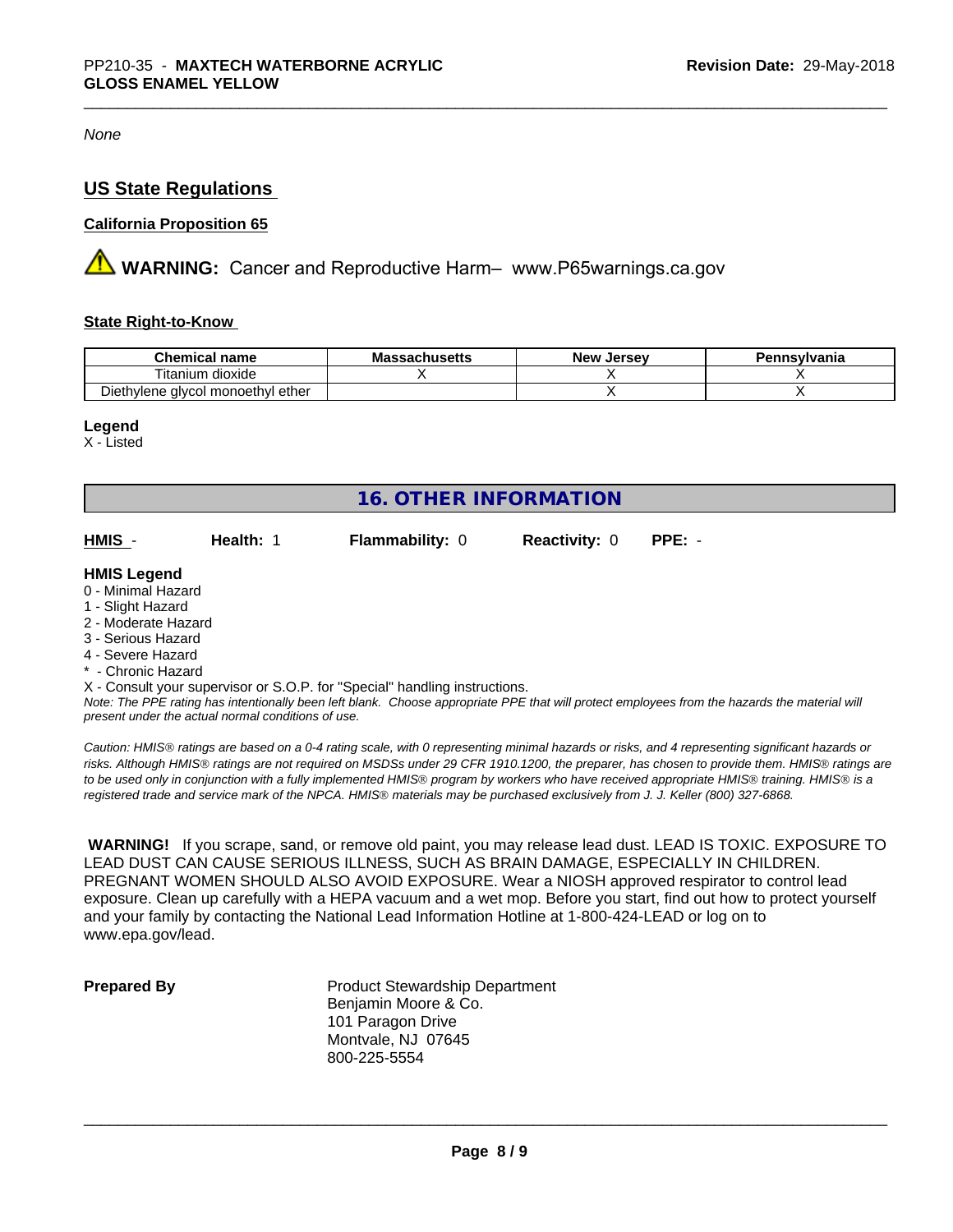*None*

## US State Regulations

### California Proposition 65

**WARNING:** Cancer and Reproductive Harm– www.P65warnings.ca.gov

### State Right-to-Know

| Chemical name | Massachusetts | New Jersey | Pennsylvania |
|---|---|---|---|
| Titanium dioxide | X | X | X |
| Diethylene glycol monoethyl ether | | X | X |

**Legend**
X - Listed

## 16. OTHER INFORMATION

| HMIS - | Health: 1 | Flammability: 0 | Reactivity: 0 | PPE: - |
|---|---|---|---|---|

**HMIS Legend**
0 - Minimal Hazard
1 - Slight Hazard
2 - Moderate Hazard
3 - Serious Hazard
4 - Severe Hazard
* - Chronic Hazard
X - Consult your supervisor or S.O.P. for "Special" handling instructions.

*Note: The PPE rating has intentionally been left blank. Choose appropriate PPE that will protect employees from the hazards the material will present under the actual normal conditions of use.*

*Caution: HMIS® ratings are based on a 0-4 rating scale, with 0 representing minimal hazards or risks, and 4 representing significant hazards or risks. Although HMIS® ratings are not required on MSDSs under 29 CFR 1910.1200, the preparer, has chosen to provide them. HMIS® ratings are to be used only in conjunction with a fully implemented HMIS® program by workers who have received appropriate HMIS® training. HMIS® is a registered trade and service mark of the NPCA. HMIS® materials may be purchased exclusively from J. J. Keller (800) 327-6868.*

**WARNING!** If you scrape, sand, or remove old paint, you may release lead dust. LEAD IS TOXIC. EXPOSURE TO LEAD DUST CAN CAUSE SERIOUS ILLNESS, SUCH AS BRAIN DAMAGE, ESPECIALLY IN CHILDREN. PREGNANT WOMEN SHOULD ALSO AVOID EXPOSURE. Wear a NIOSH approved respirator to control lead exposure. Clean up carefully with a HEPA vacuum and a wet mop. Before you start, find out how to protect yourself and your family by contacting the National Lead Information Hotline at 1-800-424-LEAD or log on to www.epa.gov/lead.

**Prepared By**
Product Stewardship Department
Benjamin Moore & Co.
101 Paragon Drive
Montvale, NJ 07645
800-225-5554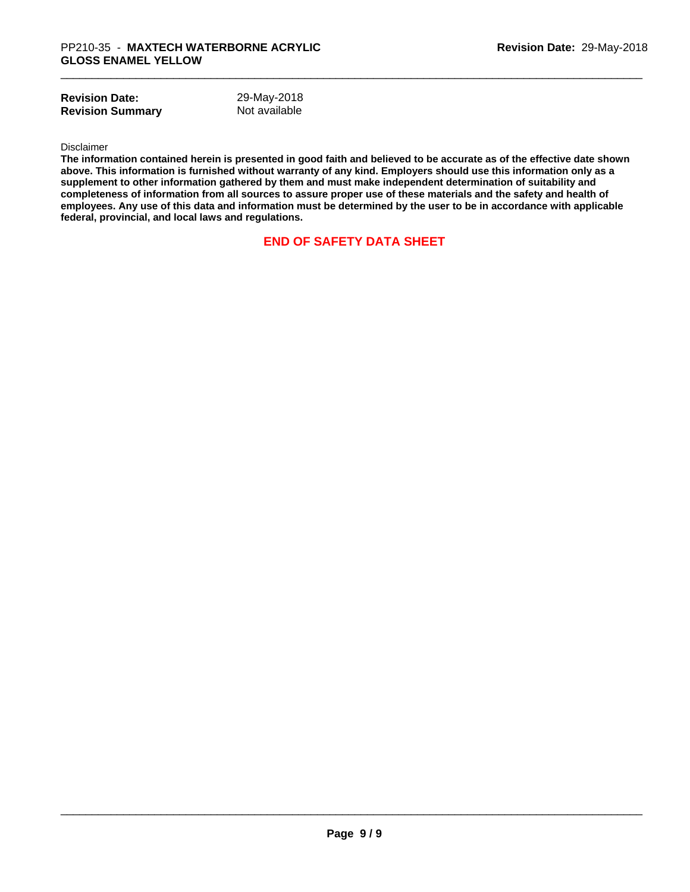**Revision Date:** 29-May-2018
**Revision Summary** Not available

Disclaimer

**The information contained herein is presented in good faith and believed to be accurate as of the effective date shown above. This information is furnished without warranty of any kind. Employers should use this information only as a supplement to other information gathered by them and must make independent determination of suitability and completeness of information from all sources to assure proper use of these materials and the safety and health of employees. Any use of this data and information must be determined by the user to be in accordance with applicable federal, provincial, and local laws and regulations.**

**END OF SAFETY DATA SHEET**